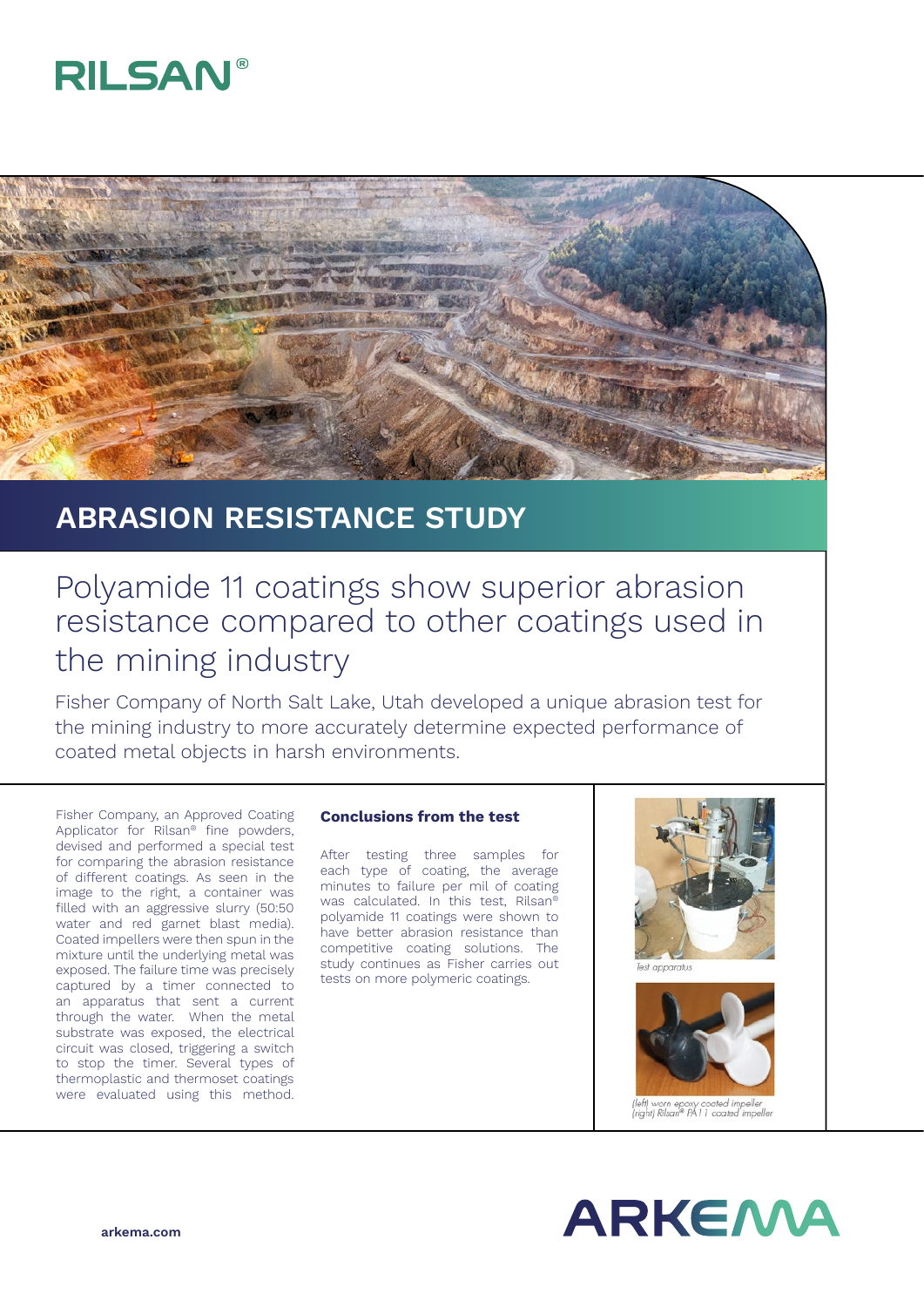RILSAN®

# ABRASION RESISTANCE STUDY

## Polyamide 11 coatings show superior abrasion resistance compared to other coatings used in the mining industry

Fisher Company of North Salt Lake, Utah developed a unique abrasion test for the mining industry to more accurately determine expected performance of coated metal objects in harsh environments.

Fisher Company, an Approved Coating Applicator for Rilsan® fine powders, devised and performed a special test for comparing the abrasion resistance of different coatings. As seen in the image to the right, a container was filled with an aggressive slurry (50:50 water and red garnet blast media). Coated impellers were then spun in the mixture until the underlying metal was exposed. The failure time was precisely captured by a timer connected to an apparatus that sent a current through the water. When the metal substrate was exposed, the electrical circuit was closed, triggering a switch to stop the timer. Several types of thermoplastic and thermoset coatings were evaluated using this method.

### Conclusions from the test

After testing three samples for each type of coating, the average minutes to failure per mil of coating was calculated. In this test, Rilsan® polyamide 11 coatings were shown to have better abrasion resistance than competitive coating solutions. The study continues as Fisher carries out tests on more polymeric coatings.

*Test apparatus*

*(left) worn epoxy coated impeller*
*(right) Rilsan® PA11 coated impeller*

ARKEMA

**arkema.com**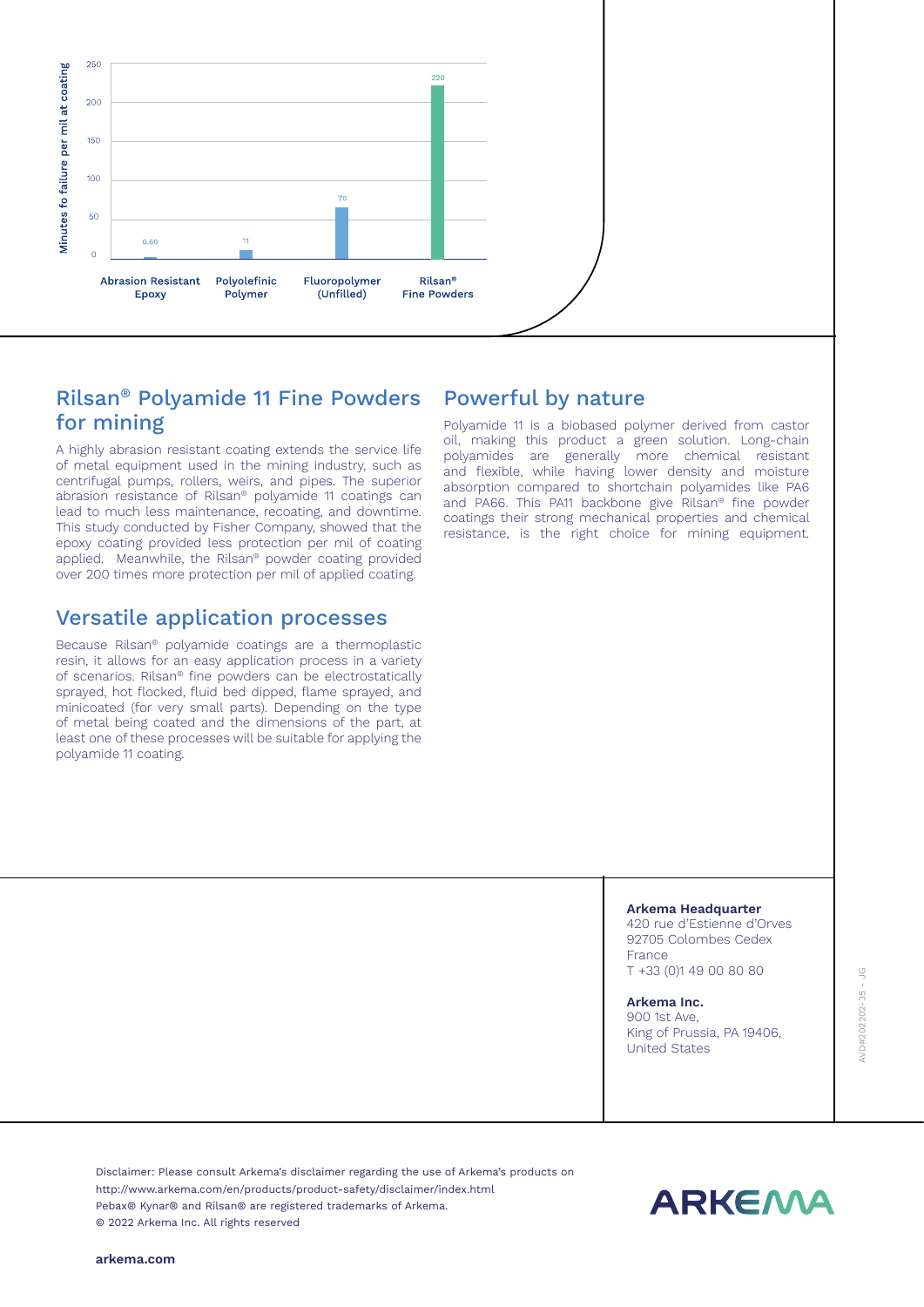Minutes to failure per mil at coating

250
200
150
100
50
0

0.60
11
70
220

Abrasion Resistant Epoxy
Polyolefinic Polymer
Fluoropolymer (Unfilled)
Rilsan® Fine Powders

## Rilsan® Polyamide 11 Fine Powders for mining

A highly abrasion resistant coating extends the service life of metal equipment used in the mining industry, such as centrifugal pumps, rollers, weirs, and pipes. The superior abrasion resistance of Rilsan® polyamide 11 coatings can lead to much less maintenance, recoating, and downtime. This study conducted by Fisher Company, showed that the epoxy coating provided less protection per mil of coating applied. Meanwhile, the Rilsan® powder coating provided over 200 times more protection per mil of applied coating.

## Versatile application processes

Because Rilsan® polyamide coatings are a thermoplastic resin, it allows for an easy application process in a variety of scenarios. Rilsan® fine powders can be electrostatically sprayed, hot flocked, fluid bed dipped, flame sprayed, and minicoated (for very small parts). Depending on the type of metal being coated and the dimensions of the part, at least one of these processes will be suitable for applying the polyamide 11 coating.

## Powerful by nature

Polyamide 11 is a biobased polymer derived from castor oil, making this product a green solution. Long-chain polyamides are generally more chemical resistant and flexible, while having lower density and moisture absorption compared to shortchain polyamides like PA6 and PA66. This PA11 backbone give Rilsan® fine powder coatings their strong mechanical properties and chemical resistance, is the right choice for mining equipment.

**Arkema Headquarter**
420 rue d'Estienne d'Orves
92705 Colombes Cedex
France
T +33 (0)1 49 00 80 80

**Arkema Inc.**
900 1st Ave,
King of Prussia, PA 19406,
United States

AVD#20202-35 - JG

Disclaimer: Please consult Arkema's disclaimer regarding the use of Arkema's products on http://www.arkema.com/en/products/product-safety/disclaimer/index.html
Pebax® Kynar® and Rilsan® are registered trademarks of Arkema.
© 2022 Arkema Inc. All rights reserved

ARKEMA

**arkema.com**